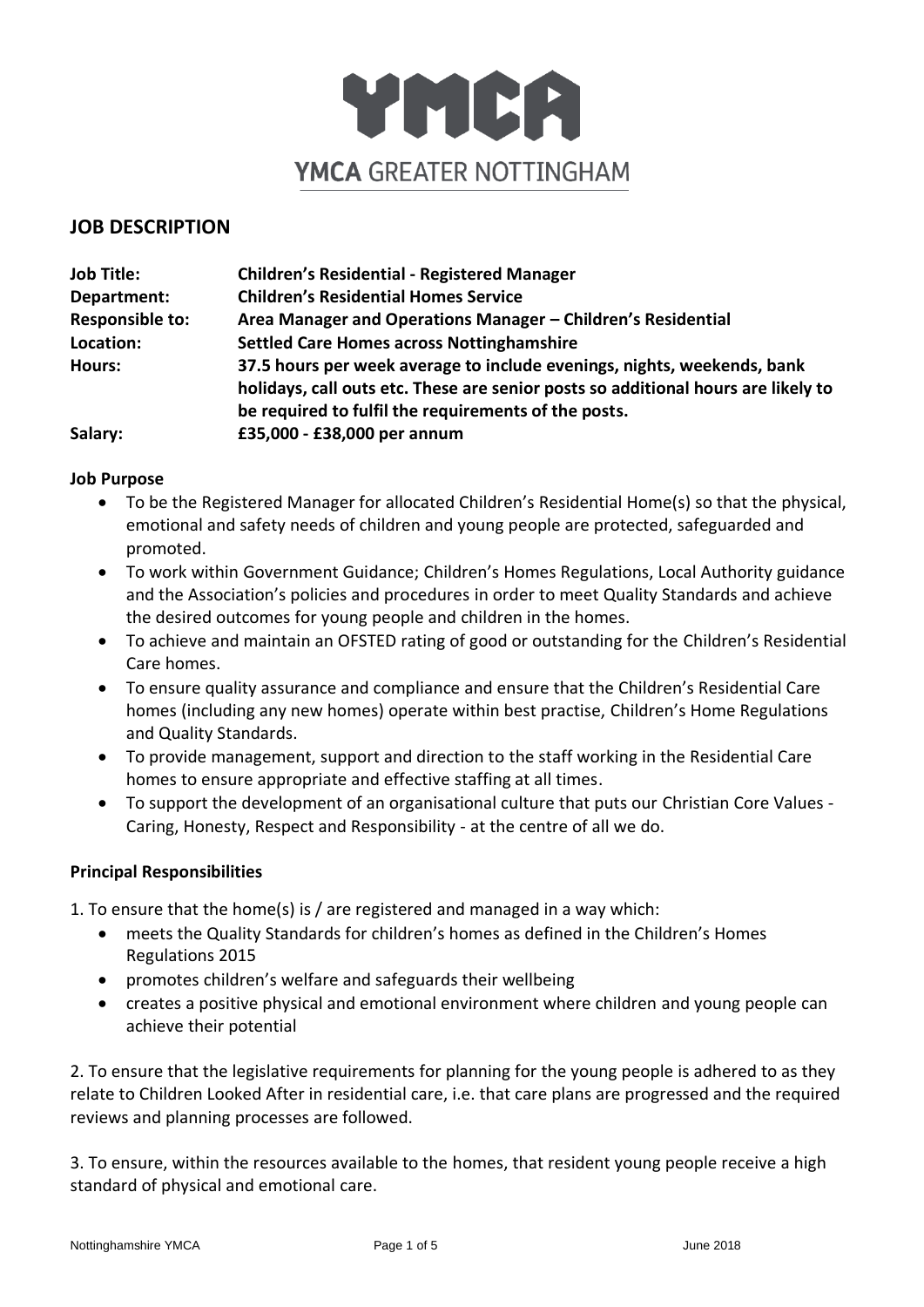YMCA

YMCA GREATER NOTTINGHAM

## JOB DESCRIPTION

| | |
|---|---|
| **Job Title:** | **Children's Residential - Registered Manager** |
| **Department:** | **Children's Residential Homes Service** |
| **Responsible to:** | **Area Manager and Operations Manager – Children's Residential** |
| **Location:** | **Settled Care Homes across Nottinghamshire** |
| **Hours:** | **37.5 hours per week average to include evenings, nights, weekends, bank holidays, call outs etc. These are senior posts so additional hours are likely to be required to fulfil the requirements of the posts.** |
| **Salary:** | **£35,000 - £38,000 per annum** |

### Job Purpose

- To be the Registered Manager for allocated Children's Residential Home(s) so that the physical, emotional and safety needs of children and young people are protected, safeguarded and promoted.
- To work within Government Guidance; Children's Homes Regulations, Local Authority guidance and the Association's policies and procedures in order to meet Quality Standards and achieve the desired outcomes for young people and children in the homes.
- To achieve and maintain an OFSTED rating of good or outstanding for the Children's Residential Care homes.
- To ensure quality assurance and compliance and ensure that the Children's Residential Care homes (including any new homes) operate within best practise, Children's Home Regulations and Quality Standards.
- To provide management, support and direction to the staff working in the Residential Care homes to ensure appropriate and effective staffing at all times.
- To support the development of an organisational culture that puts our Christian Core Values - Caring, Honesty, Respect and Responsibility - at the centre of all we do.

### Principal Responsibilities

1. To ensure that the home(s) is / are registered and managed in a way which:
    - meets the Quality Standards for children's homes as defined in the Children's Homes Regulations 2015
    - promotes children's welfare and safeguards their wellbeing
    - creates a positive physical and emotional environment where children and young people can achieve their potential

2. To ensure that the legislative requirements for planning for the young people is adhered to as they relate to Children Looked After in residential care, i.e. that care plans are progressed and the required reviews and planning processes are followed.

3. To ensure, within the resources available to the homes, that resident young people receive a high standard of physical and emotional care.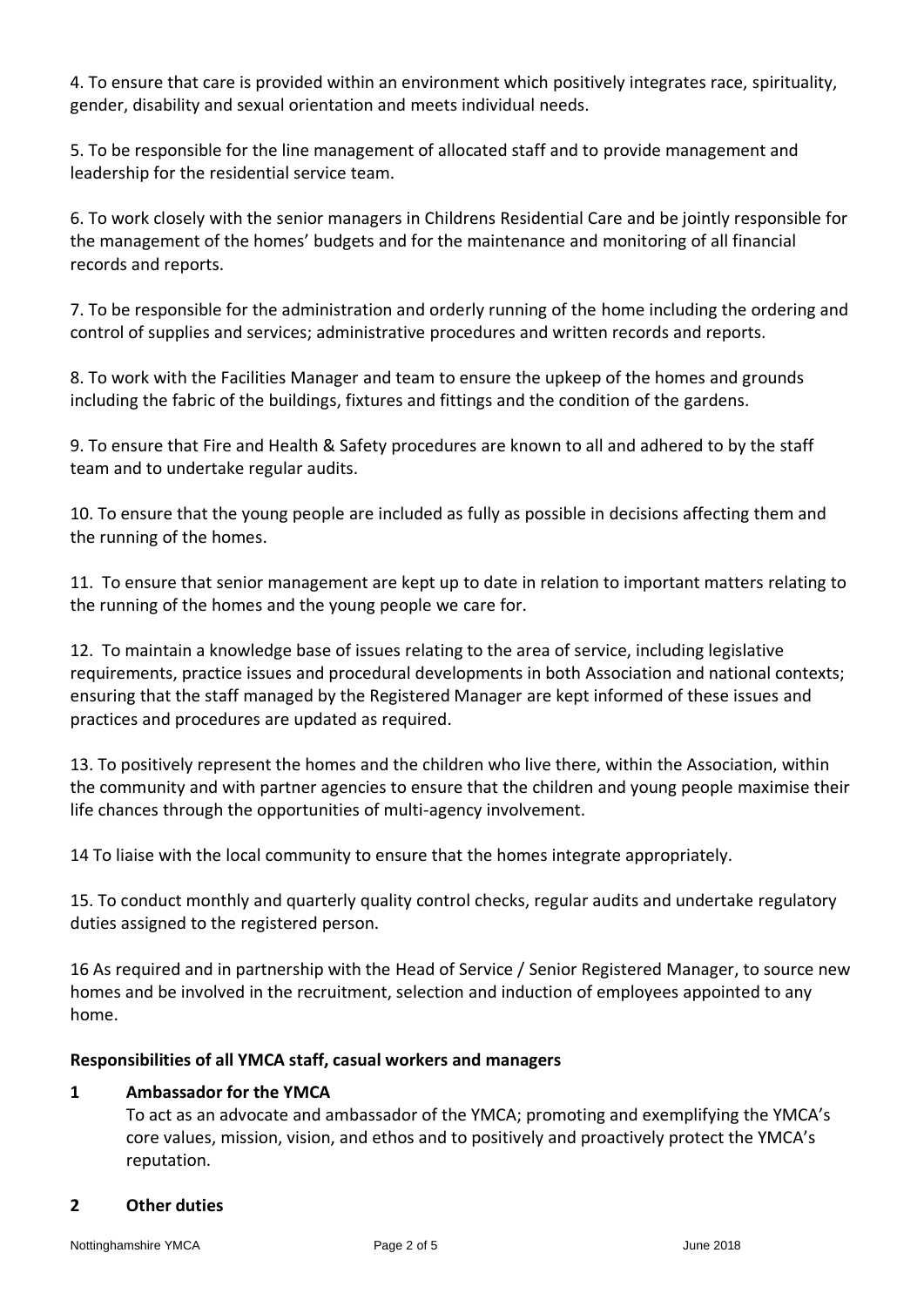4. To ensure that care is provided within an environment which positively integrates race, spirituality, gender, disability and sexual orientation and meets individual needs.

5. To be responsible for the line management of allocated staff and to provide management and leadership for the residential service team.

6. To work closely with the senior managers in Childrens Residential Care and be jointly responsible for the management of the homes' budgets and for the maintenance and monitoring of all financial records and reports.

7. To be responsible for the administration and orderly running of the home including the ordering and control of supplies and services; administrative procedures and written records and reports.

8. To work with the Facilities Manager and team to ensure the upkeep of the homes and grounds including the fabric of the buildings, fixtures and fittings and the condition of the gardens.

9. To ensure that Fire and Health & Safety procedures are known to all and adhered to by the staff team and to undertake regular audits.

10. To ensure that the young people are included as fully as possible in decisions affecting them and the running of the homes.

11. To ensure that senior management are kept up to date in relation to important matters relating to the running of the homes and the young people we care for.

12. To maintain a knowledge base of issues relating to the area of service, including legislative requirements, practice issues and procedural developments in both Association and national contexts; ensuring that the staff managed by the Registered Manager are kept informed of these issues and practices and procedures are updated as required.

13. To positively represent the homes and the children who live there, within the Association, within the community and with partner agencies to ensure that the children and young people maximise their life chances through the opportunities of multi-agency involvement.

14 To liaise with the local community to ensure that the homes integrate appropriately.

15. To conduct monthly and quarterly quality control checks, regular audits and undertake regulatory duties assigned to the registered person.

16 As required and in partnership with the Head of Service / Senior Registered Manager, to source new homes and be involved in the recruitment, selection and induction of employees appointed to any home.

**Responsibilities of all YMCA staff, casual workers and managers**

**1 Ambassador for the YMCA**

To act as an advocate and ambassador of the YMCA; promoting and exemplifying the YMCA's core values, mission, vision, and ethos and to positively and proactively protect the YMCA's reputation.

**2 Other duties**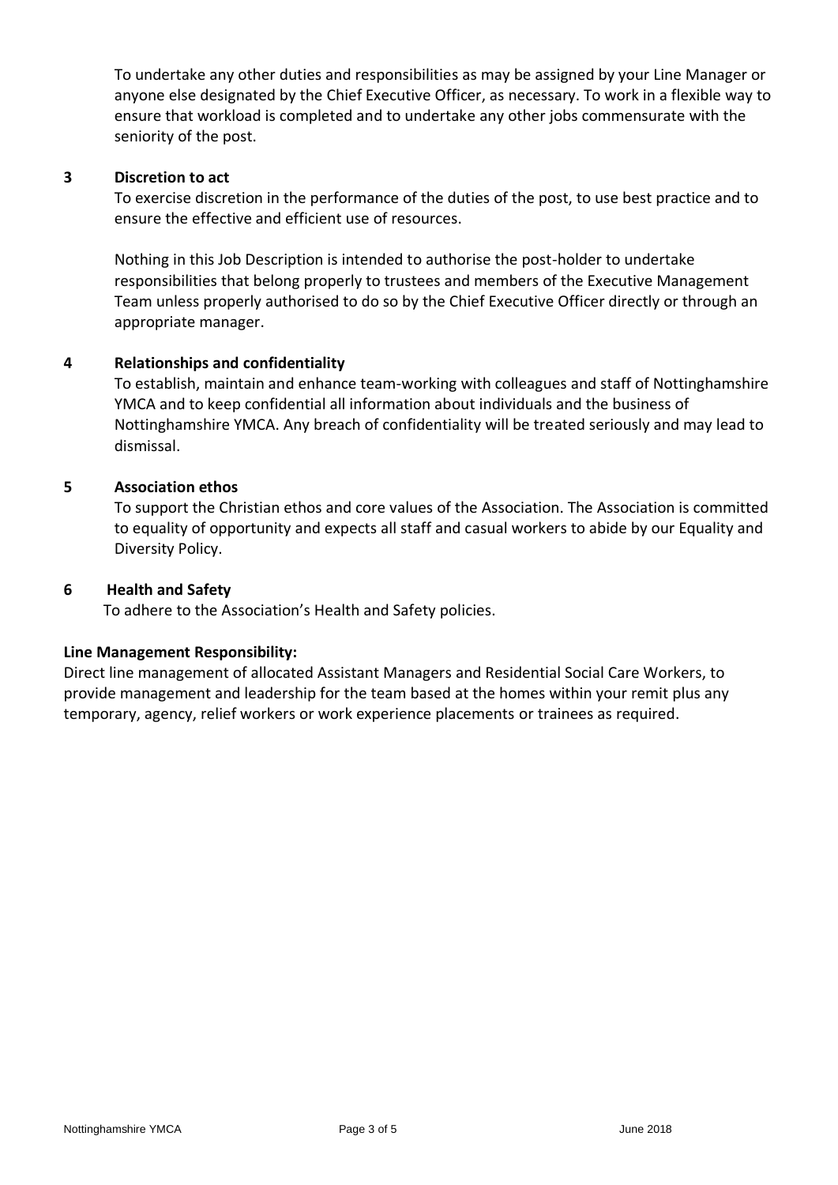To undertake any other duties and responsibilities as may be assigned by your Line Manager or anyone else designated by the Chief Executive Officer, as necessary. To work in a flexible way to ensure that workload is completed and to undertake any other jobs commensurate with the seniority of the post.

**3 Discretion to act**

To exercise discretion in the performance of the duties of the post, to use best practice and to ensure the effective and efficient use of resources.

Nothing in this Job Description is intended to authorise the post-holder to undertake responsibilities that belong properly to trustees and members of the Executive Management Team unless properly authorised to do so by the Chief Executive Officer directly or through an appropriate manager.

**4 Relationships and confidentiality**

To establish, maintain and enhance team-working with colleagues and staff of Nottinghamshire YMCA and to keep confidential all information about individuals and the business of Nottinghamshire YMCA. Any breach of confidentiality will be treated seriously and may lead to dismissal.

**5 Association ethos**

To support the Christian ethos and core values of the Association. The Association is committed to equality of opportunity and expects all staff and casual workers to abide by our Equality and Diversity Policy.

**6 Health and Safety**

To adhere to the Association's Health and Safety policies.

**Line Management Responsibility:**

Direct line management of allocated Assistant Managers and Residential Social Care Workers, to provide management and leadership for the team based at the homes within your remit plus any temporary, agency, relief workers or work experience placements or trainees as required.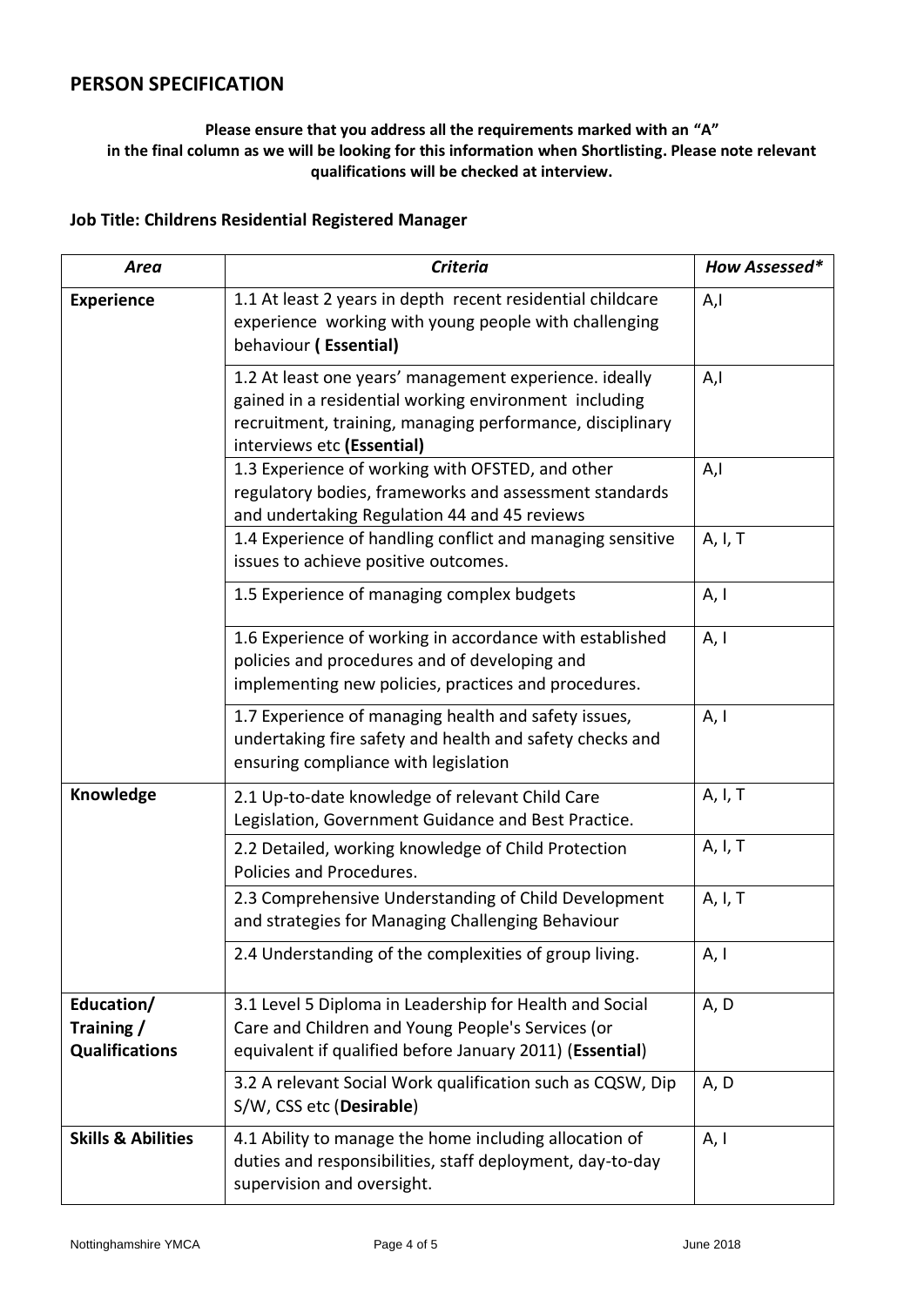## PERSON SPECIFICATION

**Please ensure that you address all the requirements marked with an "A" in the final column as we will be looking for this information when Shortlisting. Please note relevant qualifications will be checked at interview.**

**Job Title: Childrens Residential Registered Manager**

| *Area* | *Criteria* | *How Assessed** |
|---|---|---|
| **Experience** | 1.1 At least 2 years in depth recent residential childcare experience working with young people with challenging behaviour **( Essential)** | A,I |
| | 1.2 At least one years' management experience. ideally gained in a residential working environment including recruitment, training, managing performance, disciplinary interviews etc **(Essential)** | A,I |
| | 1.3 Experience of working with OFSTED, and other regulatory bodies, frameworks and assessment standards and undertaking Regulation 44 and 45 reviews | A,I |
| | 1.4 Experience of handling conflict and managing sensitive issues to achieve positive outcomes. | A, I, T |
| | 1.5 Experience of managing complex budgets | A, I |
| | 1.6 Experience of working in accordance with established policies and procedures and of developing and implementing new policies, practices and procedures. | A, I |
| | 1.7 Experience of managing health and safety issues, undertaking fire safety and health and safety checks and ensuring compliance with legislation | A, I |
| **Knowledge** | 2.1 Up-to-date knowledge of relevant Child Care Legislation, Government Guidance and Best Practice. | A, I, T |
| | 2.2 Detailed, working knowledge of Child Protection Policies and Procedures. | A, I, T |
| | 2.3 Comprehensive Understanding of Child Development and strategies for Managing Challenging Behaviour | A, I, T |
| | 2.4 Understanding of the complexities of group living. | A, I |
| **Education/ Training / Qualifications** | 3.1 Level 5 Diploma in Leadership for Health and Social Care and Children and Young People's Services (or equivalent if qualified before January 2011) (**Essential**) | A, D |
| | 3.2 A relevant Social Work qualification such as CQSW, Dip S/W, CSS etc (**Desirable**) | A, D |
| **Skills & Abilities** | 4.1 Ability to manage the home including allocation of duties and responsibilities, staff deployment, day-to-day supervision and oversight. | A, I |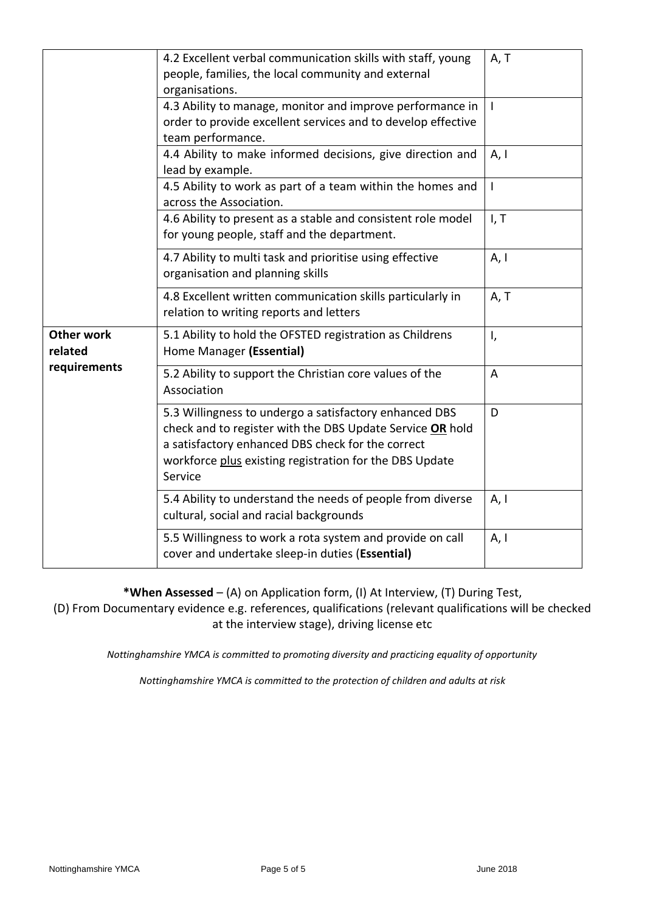| | | |
|---|---|---|
| | 4.2 Excellent verbal communication skills with staff, young people, families, the local community and external organisations. | A, T |
| | 4.3 Ability to manage, monitor and improve performance in order to provide excellent services and to develop effective team performance. | I |
| | 4.4 Ability to make informed decisions, give direction and lead by example. | A, I |
| | 4.5 Ability to work as part of a team within the homes and across the Association. | I |
| | 4.6 Ability to present as a stable and consistent role model for young people, staff and the department. | I, T |
| | 4.7 Ability to multi task and prioritise using effective organisation and planning skills | A, I |
| | 4.8 Excellent written communication skills particularly in relation to writing reports and letters | A, T |
| **Other work related requirements** | 5.1 Ability to hold the OFSTED registration as Childrens Home Manager **(Essential)** | I, |
| | 5.2 Ability to support the Christian core values of the Association | A |
| | 5.3 Willingness to undergo a satisfactory enhanced DBS check and to register with the DBS Update Service **OR** hold a satisfactory enhanced DBS check for the correct workforce plus existing registration for the DBS Update Service | D |
| | 5.4 Ability to understand the needs of people from diverse cultural, social and racial backgrounds | A, I |
| | 5.5 Willingness to work a rota system and provide on call cover and undertake sleep-in duties (**Essential)** | A, I |

**\*When Assessed** – (A) on Application form, (I) At Interview, (T) During Test, (D) From Documentary evidence e.g. references, qualifications (relevant qualifications will be checked at the interview stage), driving license etc

*Nottinghamshire YMCA is committed to promoting diversity and practicing equality of opportunity*

*Nottinghamshire YMCA is committed to the protection of children and adults at risk*